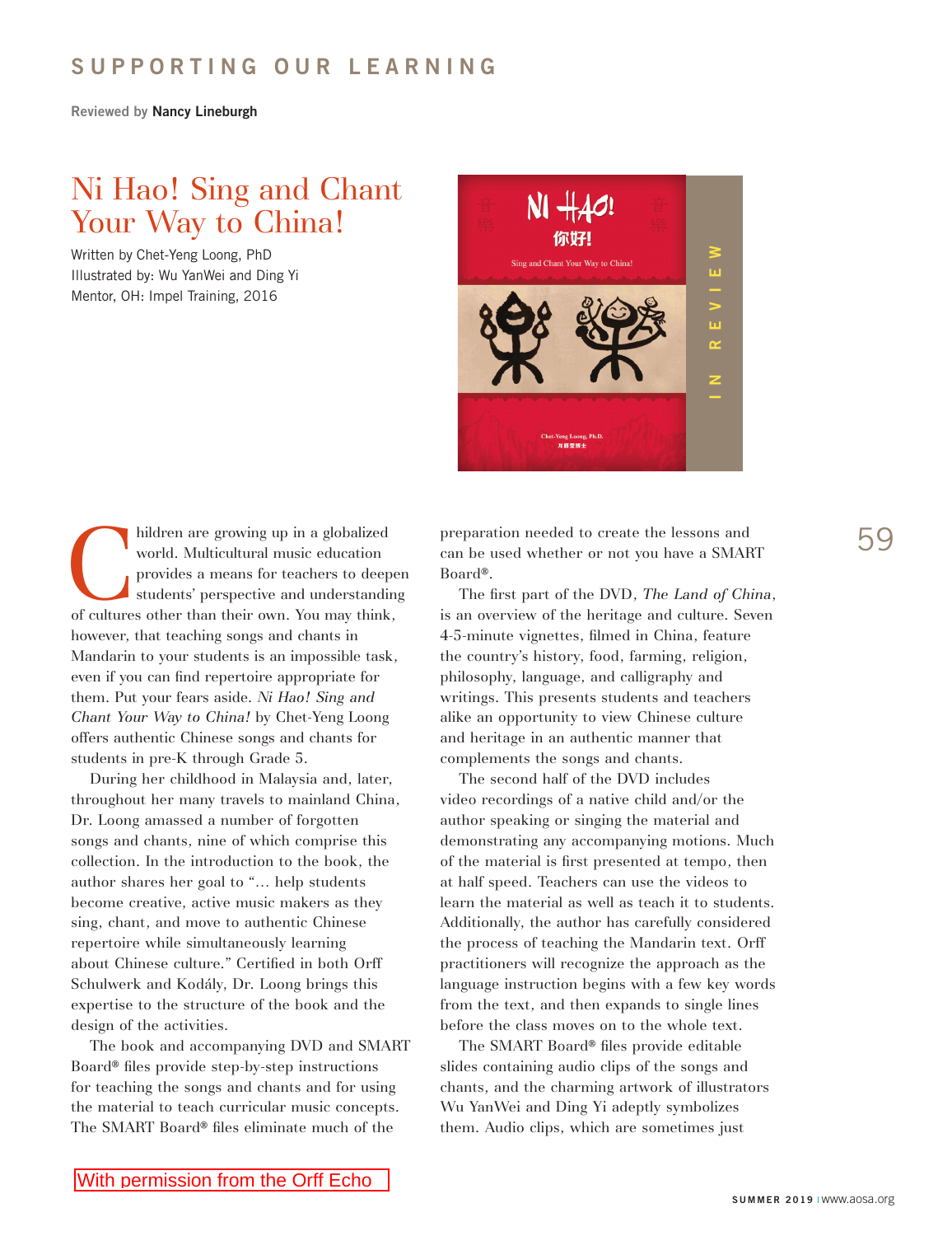## SUPPORTING OUR LEARNING

Reviewed by **Nancy Lineburgh**

# Ni Hao! Sing and Chant Your Way to China!

Written by Chet-Yeng Loong, PhD
Illustrated by: Wu YanWei and Ding Yi
Mentor, OH: Impel Training, 2016

Children are growing up in a globalized world. Multicultural music education provides a means for teachers to deepen students' perspective and understanding of cultures other than their own. You may think, however, that teaching songs and chants in Mandarin to your students is an impossible task, even if you can find repertoire appropriate for them. Put your fears aside. *Ni Hao! Sing and Chant Your Way to China!* by Chet-Yeng Loong offers authentic Chinese songs and chants for students in pre-K through Grade 5.

During her childhood in Malaysia and, later, throughout her many travels to mainland China, Dr. Loong amassed a number of forgotten songs and chants, nine of which comprise this collection. In the introduction to the book, the author shares her goal to "… help students become creative, active music makers as they sing, chant, and move to authentic Chinese repertoire while simultaneously learning about Chinese culture." Certified in both Orff Schulwerk and Kodály, Dr. Loong brings this expertise to the structure of the book and the design of the activities.

The book and accompanying DVD and SMART Board® files provide step-by-step instructions for teaching the songs and chants and for using the material to teach curricular music concepts. The SMART Board® files eliminate much of the preparation needed to create the lessons and can be used whether or not you have a SMART Board®.

The first part of the DVD, *The Land of China*, is an overview of the heritage and culture. Seven 4-5-minute vignettes, filmed in China, feature the country's history, food, farming, religion, philosophy, language, and calligraphy and writings. This presents students and teachers alike an opportunity to view Chinese culture and heritage in an authentic manner that complements the songs and chants.

The second half of the DVD includes video recordings of a native child and/or the author speaking or singing the material and demonstrating any accompanying motions. Much of the material is first presented at tempo, then at half speed. Teachers can use the videos to learn the material as well as teach it to students. Additionally, the author has carefully considered the process of teaching the Mandarin text. Orff practitioners will recognize the approach as the language instruction begins with a few key words from the text, and then expands to single lines before the class moves on to the whole text.

The SMART Board® files provide editable slides containing audio clips of the songs and chants, and the charming artwork of illustrators Wu YanWei and Ding Yi adeptly symbolizes them. Audio clips, which are sometimes just

With permission from the Orff Echo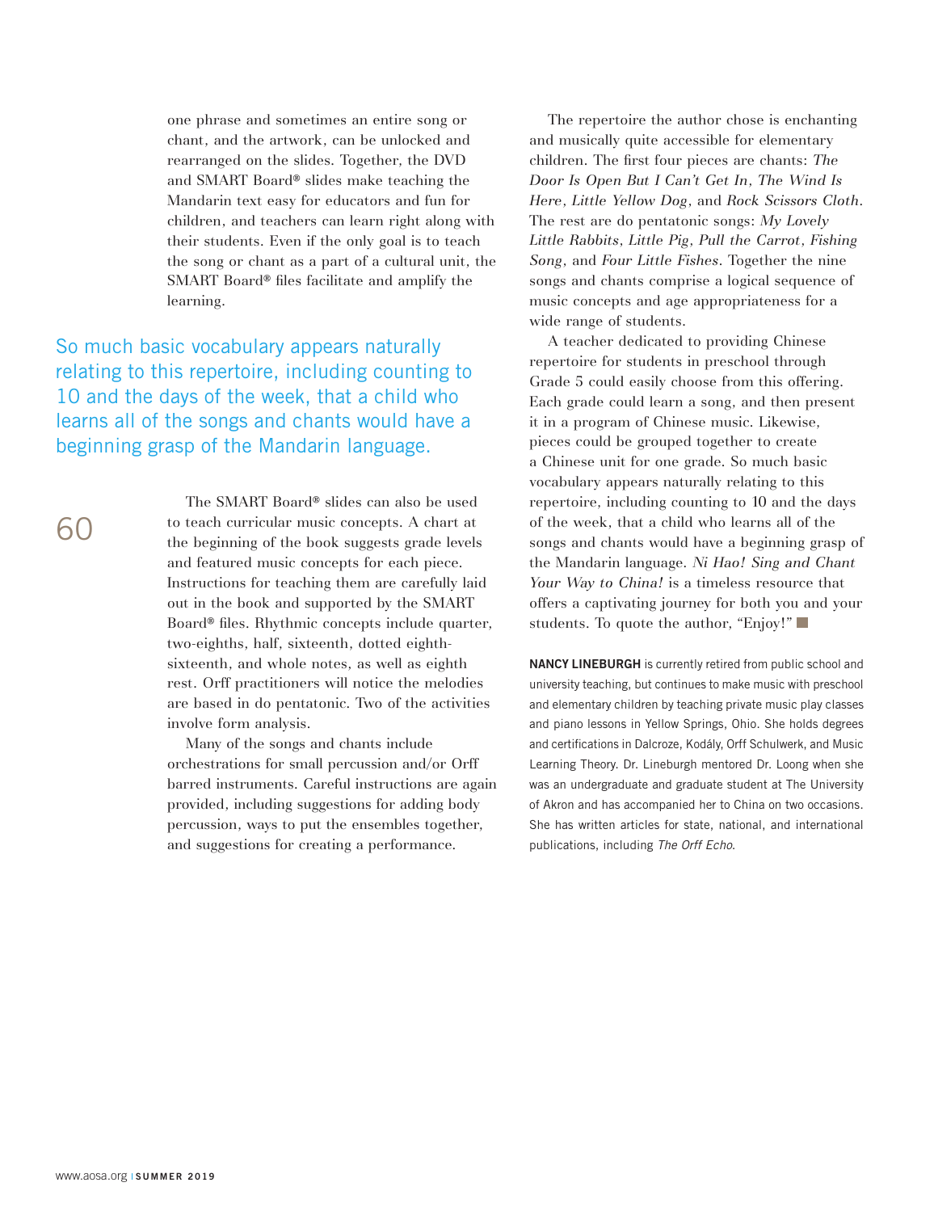one phrase and sometimes an entire song or chant, and the artwork, can be unlocked and rearranged on the slides. Together, the DVD and SMART Board® slides make teaching the Mandarin text easy for educators and fun for children, and teachers can learn right along with their students. Even if the only goal is to teach the song or chant as a part of a cultural unit, the SMART Board® files facilitate and amplify the learning.

> So much basic vocabulary appears naturally relating to this repertoire, including counting to 10 and the days of the week, that a child who learns all of the songs and chants would have a beginning grasp of the Mandarin language.

The SMART Board® slides can also be used to teach curricular music concepts. A chart at the beginning of the book suggests grade levels and featured music concepts for each piece. Instructions for teaching them are carefully laid out in the book and supported by the SMART Board® files. Rhythmic concepts include quarter, two-eighths, half, sixteenth, dotted eighth-sixteenth, and whole notes, as well as eighth rest. Orff practitioners will notice the melodies are based in do pentatonic. Two of the activities involve form analysis.

Many of the songs and chants include orchestrations for small percussion and/or Orff barred instruments. Careful instructions are again provided, including suggestions for adding body percussion, ways to put the ensembles together, and suggestions for creating a performance.

The repertoire the author chose is enchanting and musically quite accessible for elementary children. The first four pieces are chants: *The Door Is Open But I Can't Get In*, *The Wind Is Here*, *Little Yellow Dog*, and *Rock Scissors Cloth*. The rest are do pentatonic songs: *My Lovely Little Rabbits*, *Little Pig*, *Pull the Carrot*, *Fishing Song*, and *Four Little Fishes*. Together the nine songs and chants comprise a logical sequence of music concepts and age appropriateness for a wide range of students.

A teacher dedicated to providing Chinese repertoire for students in preschool through Grade 5 could easily choose from this offering. Each grade could learn a song, and then present it in a program of Chinese music. Likewise, pieces could be grouped together to create a Chinese unit for one grade. So much basic vocabulary appears naturally relating to this repertoire, including counting to 10 and the days of the week, that a child who learns all of the songs and chants would have a beginning grasp of the Mandarin language. *Ni Hao! Sing and Chant Your Way to China!* is a timeless resource that offers a captivating journey for both you and your students. To quote the author, "Enjoy!" ■

**NANCY LINEBURGH** is currently retired from public school and university teaching, but continues to make music with preschool and elementary children by teaching private music play classes and piano lessons in Yellow Springs, Ohio. She holds degrees and certifications in Dalcroze, Kodály, Orff Schulwerk, and Music Learning Theory. Dr. Lineburgh mentored Dr. Loong when she was an undergraduate and graduate student at The University of Akron and has accompanied her to China on two occasions. She has written articles for state, national, and international publications, including *The Orff Echo*.